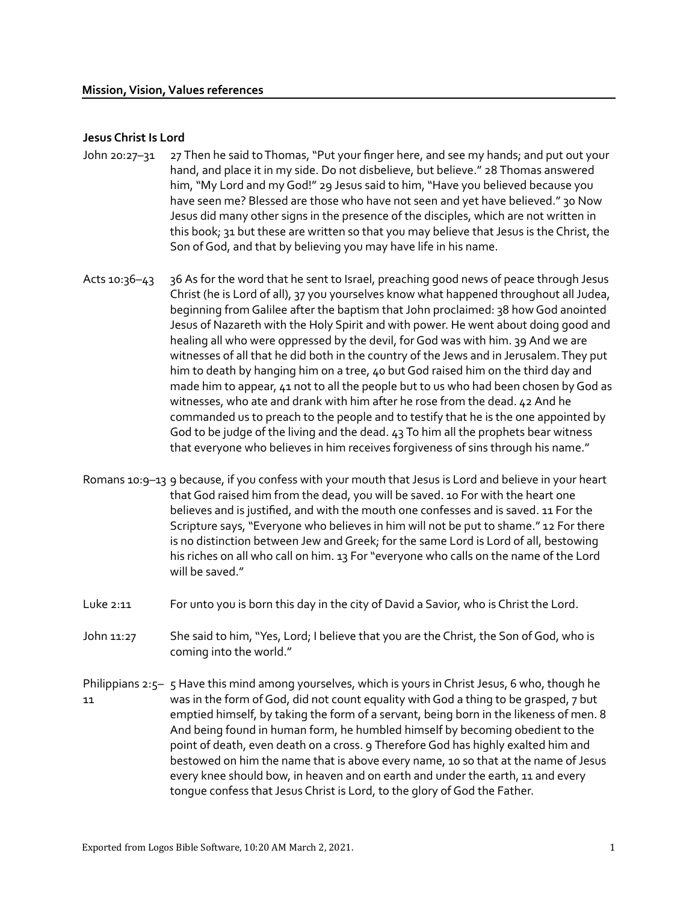**Mission, Vision, Values references**

**Jesus Christ Is Lord**

| | |
|---|---|
| John 20:27–31 | 27 Then he said to Thomas, "Put your finger here, and see my hands; and put out your hand, and place it in my side. Do not disbelieve, but believe." 28 Thomas answered him, "My Lord and my God!" 29 Jesus said to him, "Have you believed because you have seen me? Blessed are those who have not seen and yet have believed." 30 Now Jesus did many other signs in the presence of the disciples, which are not written in this book; 31 but these are written so that you may believe that Jesus is the Christ, the Son of God, and that by believing you may have life in his name. |
| Acts 10:36–43 | 36 As for the word that he sent to Israel, preaching good news of peace through Jesus Christ (he is Lord of all), 37 you yourselves know what happened throughout all Judea, beginning from Galilee after the baptism that John proclaimed: 38 how God anointed Jesus of Nazareth with the Holy Spirit and with power. He went about doing good and healing all who were oppressed by the devil, for God was with him. 39 And we are witnesses of all that he did both in the country of the Jews and in Jerusalem. They put him to death by hanging him on a tree, 40 but God raised him on the third day and made him to appear, 41 not to all the people but to us who had been chosen by God as witnesses, who ate and drank with him after he rose from the dead. 42 And he commanded us to preach to the people and to testify that he is the one appointed by God to be judge of the living and the dead. 43 To him all the prophets bear witness that everyone who believes in him receives forgiveness of sins through his name." |
| Romans 10:9–13 | 9 because, if you confess with your mouth that Jesus is Lord and believe in your heart that God raised him from the dead, you will be saved. 10 For with the heart one believes and is justified, and with the mouth one confesses and is saved. 11 For the Scripture says, "Everyone who believes in him will not be put to shame." 12 For there is no distinction between Jew and Greek; for the same Lord is Lord of all, bestowing his riches on all who call on him. 13 For "everyone who calls on the name of the Lord will be saved." |
| Luke 2:11 | For unto you is born this day in the city of David a Savior, who is Christ the Lord. |
| John 11:27 | She said to him, "Yes, Lord; I believe that you are the Christ, the Son of God, who is coming into the world." |
| Philippians 2:5–11 | 5 Have this mind among yourselves, which is yours in Christ Jesus, 6 who, though he was in the form of God, did not count equality with God a thing to be grasped, 7 but emptied himself, by taking the form of a servant, being born in the likeness of men. 8 And being found in human form, he humbled himself by becoming obedient to the point of death, even death on a cross. 9 Therefore God has highly exalted him and bestowed on him the name that is above every name, 10 so that at the name of Jesus every knee should bow, in heaven and on earth and under the earth, 11 and every tongue confess that Jesus Christ is Lord, to the glory of God the Father. |

Exported from Logos Bible Software, 10:20 AM March 2, 2021.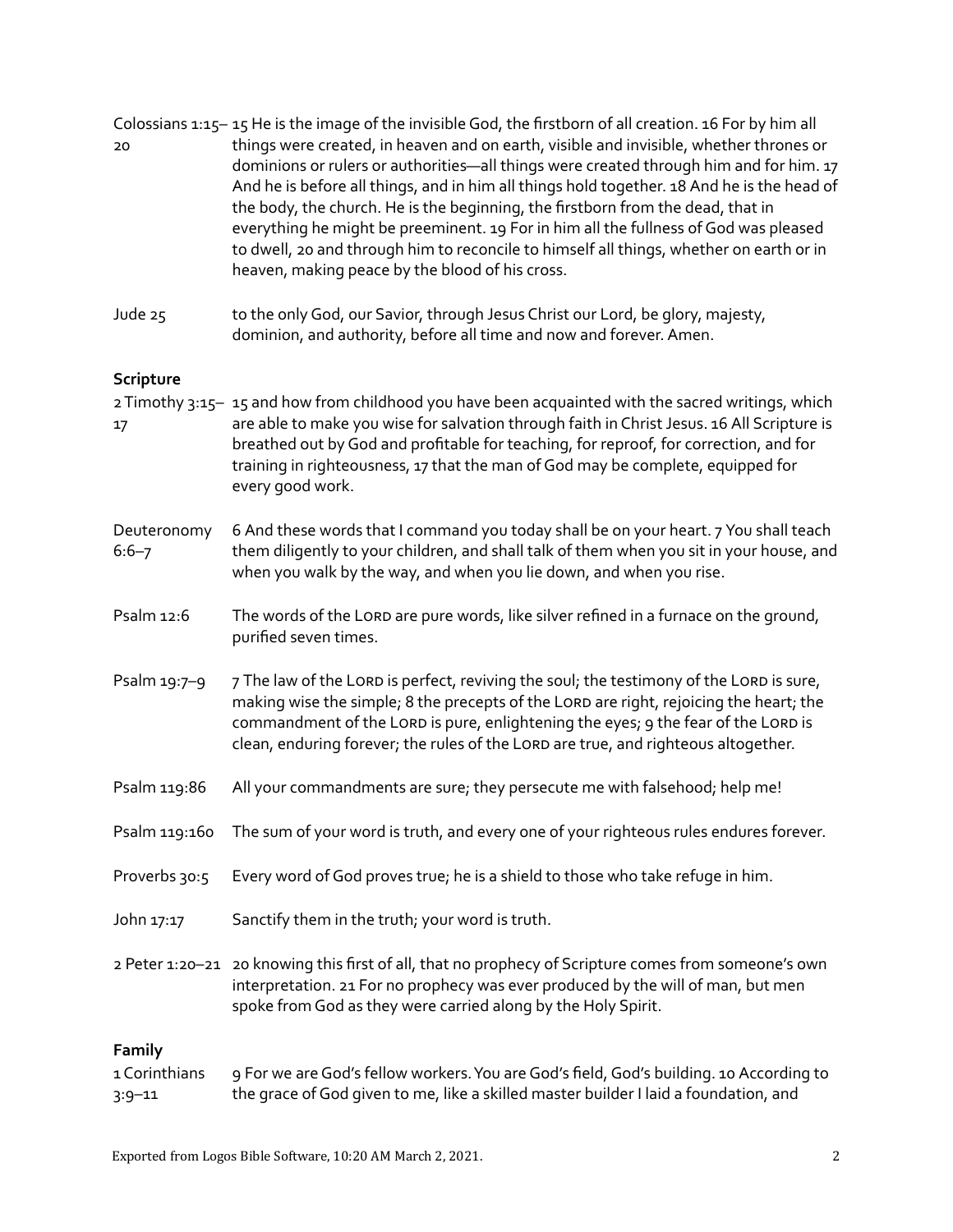| | |
|---|---|
| Colossians 1:15–20 | 15 He is the image of the invisible God, the firstborn of all creation. 16 For by him all things were created, in heaven and on earth, visible and invisible, whether thrones or dominions or rulers or authorities—all things were created through him and for him. 17 And he is before all things, and in him all things hold together. 18 And he is the head of the body, the church. He is the beginning, the firstborn from the dead, that in everything he might be preeminent. 19 For in him all the fullness of God was pleased to dwell, 20 and through him to reconcile to himself all things, whether on earth or in heaven, making peace by the blood of his cross. |
| Jude 25 | to the only God, our Savior, through Jesus Christ our Lord, be glory, majesty, dominion, and authority, before all time and now and forever. Amen. |

**Scripture**

| | |
|---|---|
| 2 Timothy 3:15–17 | 15 and how from childhood you have been acquainted with the sacred writings, which are able to make you wise for salvation through faith in Christ Jesus. 16 All Scripture is breathed out by God and profitable for teaching, for reproof, for correction, and for training in righteousness, 17 that the man of God may be complete, equipped for every good work. |
| Deuteronomy 6:6–7 | 6 And these words that I command you today shall be on your heart. 7 You shall teach them diligently to your children, and shall talk of them when you sit in your house, and when you walk by the way, and when you lie down, and when you rise. |
| Psalm 12:6 | The words of the LORD are pure words, like silver refined in a furnace on the ground, purified seven times. |
| Psalm 19:7–9 | 7 The law of the LORD is perfect, reviving the soul; the testimony of the LORD is sure, making wise the simple; 8 the precepts of the LORD are right, rejoicing the heart; the commandment of the LORD is pure, enlightening the eyes; 9 the fear of the LORD is clean, enduring forever; the rules of the LORD are true, and righteous altogether. |
| Psalm 119:86 | All your commandments are sure; they persecute me with falsehood; help me! |
| Psalm 119:160 | The sum of your word is truth, and every one of your righteous rules endures forever. |
| Proverbs 30:5 | Every word of God proves true; he is a shield to those who take refuge in him. |
| John 17:17 | Sanctify them in the truth; your word is truth. |
| 2 Peter 1:20–21 | 20 knowing this first of all, that no prophecy of Scripture comes from someone's own interpretation. 21 For no prophecy was ever produced by the will of man, but men spoke from God as they were carried along by the Holy Spirit. |

**Family**

| | |
|---|---|
| 1 Corinthians 3:9–11 | 9 For we are God's fellow workers. You are God's field, God's building. 10 According to the grace of God given to me, like a skilled master builder I laid a foundation, and |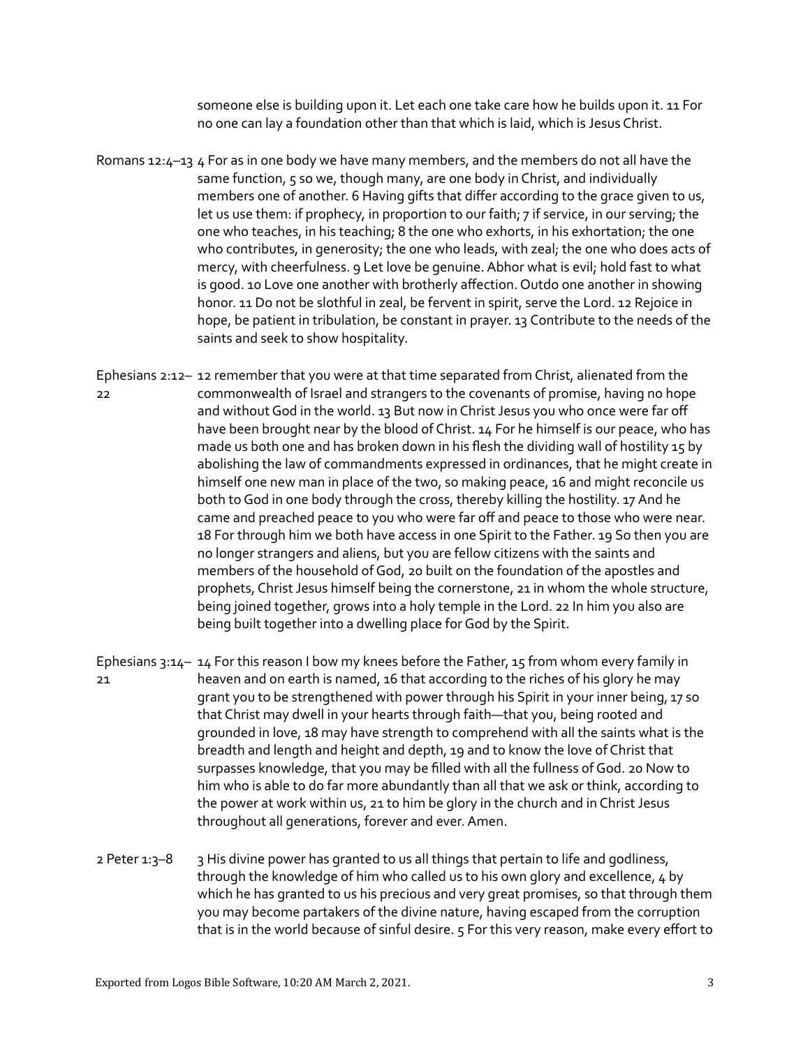someone else is building upon it. Let each one take care how he builds upon it. 11 For no one can lay a foundation other than that which is laid, which is Jesus Christ.

**Romans 12:4–13** 4 For as in one body we have many members, and the members do not all have the same function, 5 so we, though many, are one body in Christ, and individually members one of another. 6 Having gifts that differ according to the grace given to us, let us use them: if prophecy, in proportion to our faith; 7 if service, in our serving; the one who teaches, in his teaching; 8 the one who exhorts, in his exhortation; the one who contributes, in generosity; the one who leads, with zeal; the one who does acts of mercy, with cheerfulness. 9 Let love be genuine. Abhor what is evil; hold fast to what is good. 10 Love one another with brotherly affection. Outdo one another in showing honor. 11 Do not be slothful in zeal, be fervent in spirit, serve the Lord. 12 Rejoice in hope, be patient in tribulation, be constant in prayer. 13 Contribute to the needs of the saints and seek to show hospitality.

**Ephesians 2:12–22** 12 remember that you were at that time separated from Christ, alienated from the commonwealth of Israel and strangers to the covenants of promise, having no hope and without God in the world. 13 But now in Christ Jesus you who once were far off have been brought near by the blood of Christ. 14 For he himself is our peace, who has made us both one and has broken down in his flesh the dividing wall of hostility 15 by abolishing the law of commandments expressed in ordinances, that he might create in himself one new man in place of the two, so making peace, 16 and might reconcile us both to God in one body through the cross, thereby killing the hostility. 17 And he came and preached peace to you who were far off and peace to those who were near. 18 For through him we both have access in one Spirit to the Father. 19 So then you are no longer strangers and aliens, but you are fellow citizens with the saints and members of the household of God, 20 built on the foundation of the apostles and prophets, Christ Jesus himself being the cornerstone, 21 in whom the whole structure, being joined together, grows into a holy temple in the Lord. 22 In him you also are being built together into a dwelling place for God by the Spirit.

**Ephesians 3:14–21** 14 For this reason I bow my knees before the Father, 15 from whom every family in heaven and on earth is named, 16 that according to the riches of his glory he may grant you to be strengthened with power through his Spirit in your inner being, 17 so that Christ may dwell in your hearts through faith—that you, being rooted and grounded in love, 18 may have strength to comprehend with all the saints what is the breadth and length and height and depth, 19 and to know the love of Christ that surpasses knowledge, that you may be filled with all the fullness of God. 20 Now to him who is able to do far more abundantly than all that we ask or think, according to the power at work within us, 21 to him be glory in the church and in Christ Jesus throughout all generations, forever and ever. Amen.

**2 Peter 1:3–8** 3 His divine power has granted to us all things that pertain to life and godliness, through the knowledge of him who called us to his own glory and excellence, 4 by which he has granted to us his precious and very great promises, so that through them you may become partakers of the divine nature, having escaped from the corruption that is in the world because of sinful desire. 5 For this very reason, make every effort to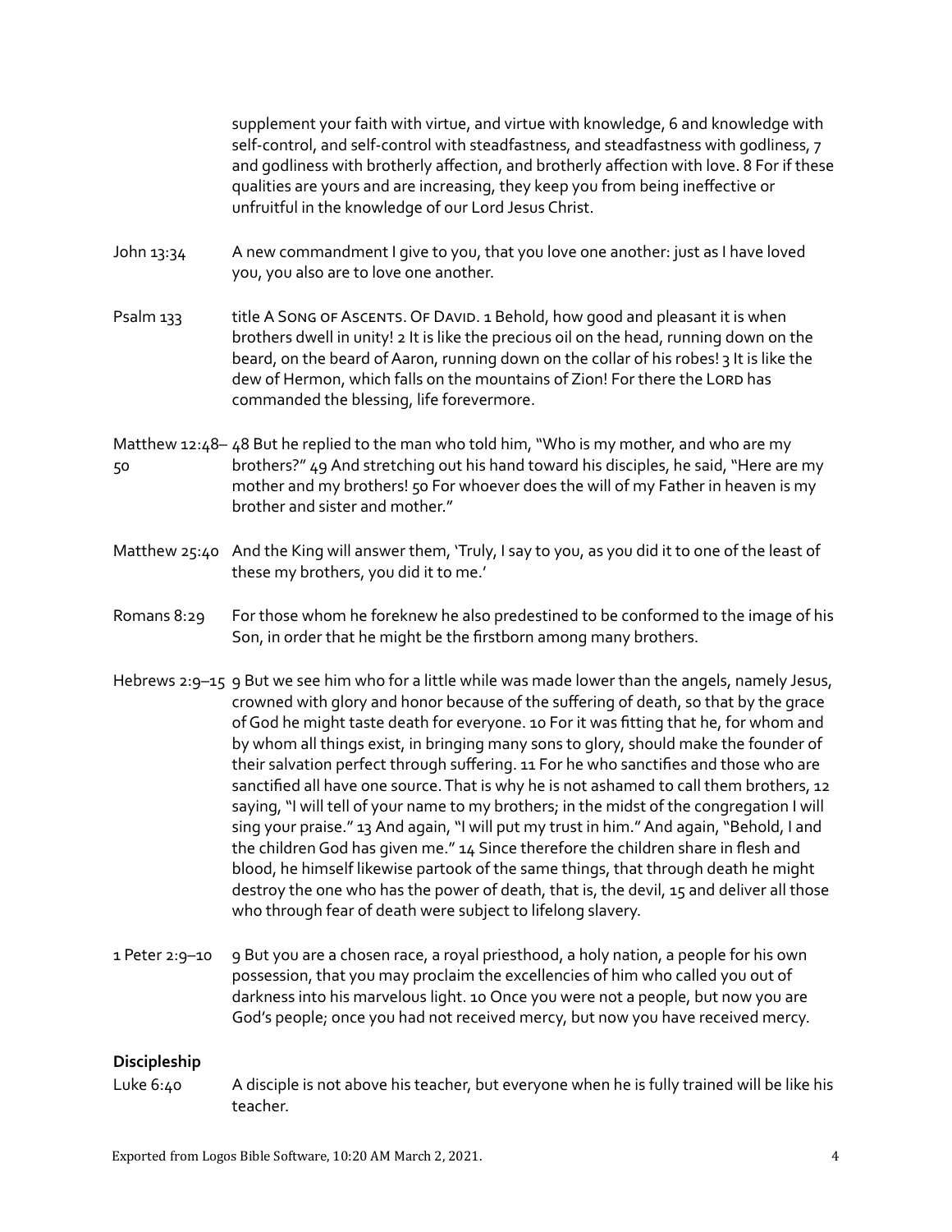supplement your faith with virtue, and virtue with knowledge, 6 and knowledge with self-control, and self-control with steadfastness, and steadfastness with godliness, 7 and godliness with brotherly affection, and brotherly affection with love. 8 For if these qualities are yours and are increasing, they keep you from being ineffective or unfruitful in the knowledge of our Lord Jesus Christ.

John 13:34 A new commandment I give to you, that you love one another: just as I have loved you, you also are to love one another.

Psalm 133 title A SONG OF ASCENTS. OF DAVID. 1 Behold, how good and pleasant it is when brothers dwell in unity! 2 It is like the precious oil on the head, running down on the beard, on the beard of Aaron, running down on the collar of his robes! 3 It is like the dew of Hermon, which falls on the mountains of Zion! For there the LORD has commanded the blessing, life forevermore.

Matthew 12:48–50 48 But he replied to the man who told him, "Who is my mother, and who are my brothers?" 49 And stretching out his hand toward his disciples, he said, "Here are my mother and my brothers! 50 For whoever does the will of my Father in heaven is my brother and sister and mother."

Matthew 25:40 And the King will answer them, 'Truly, I say to you, as you did it to one of the least of these my brothers, you did it to me.'

Romans 8:29 For those whom he foreknew he also predestined to be conformed to the image of his Son, in order that he might be the firstborn among many brothers.

Hebrews 2:9–15 9 But we see him who for a little while was made lower than the angels, namely Jesus, crowned with glory and honor because of the suffering of death, so that by the grace of God he might taste death for everyone. 10 For it was fitting that he, for whom and by whom all things exist, in bringing many sons to glory, should make the founder of their salvation perfect through suffering. 11 For he who sanctifies and those who are sanctified all have one source. That is why he is not ashamed to call them brothers, 12 saying, "I will tell of your name to my brothers; in the midst of the congregation I will sing your praise." 13 And again, "I will put my trust in him." And again, "Behold, I and the children God has given me." 14 Since therefore the children share in flesh and blood, he himself likewise partook of the same things, that through death he might destroy the one who has the power of death, that is, the devil, 15 and deliver all those who through fear of death were subject to lifelong slavery.

1 Peter 2:9–10 9 But you are a chosen race, a royal priesthood, a holy nation, a people for his own possession, that you may proclaim the excellencies of him who called you out of darkness into his marvelous light. 10 Once you were not a people, but now you are God's people; once you had not received mercy, but now you have received mercy.

**Discipleship**

Luke 6:40 A disciple is not above his teacher, but everyone when he is fully trained will be like his teacher.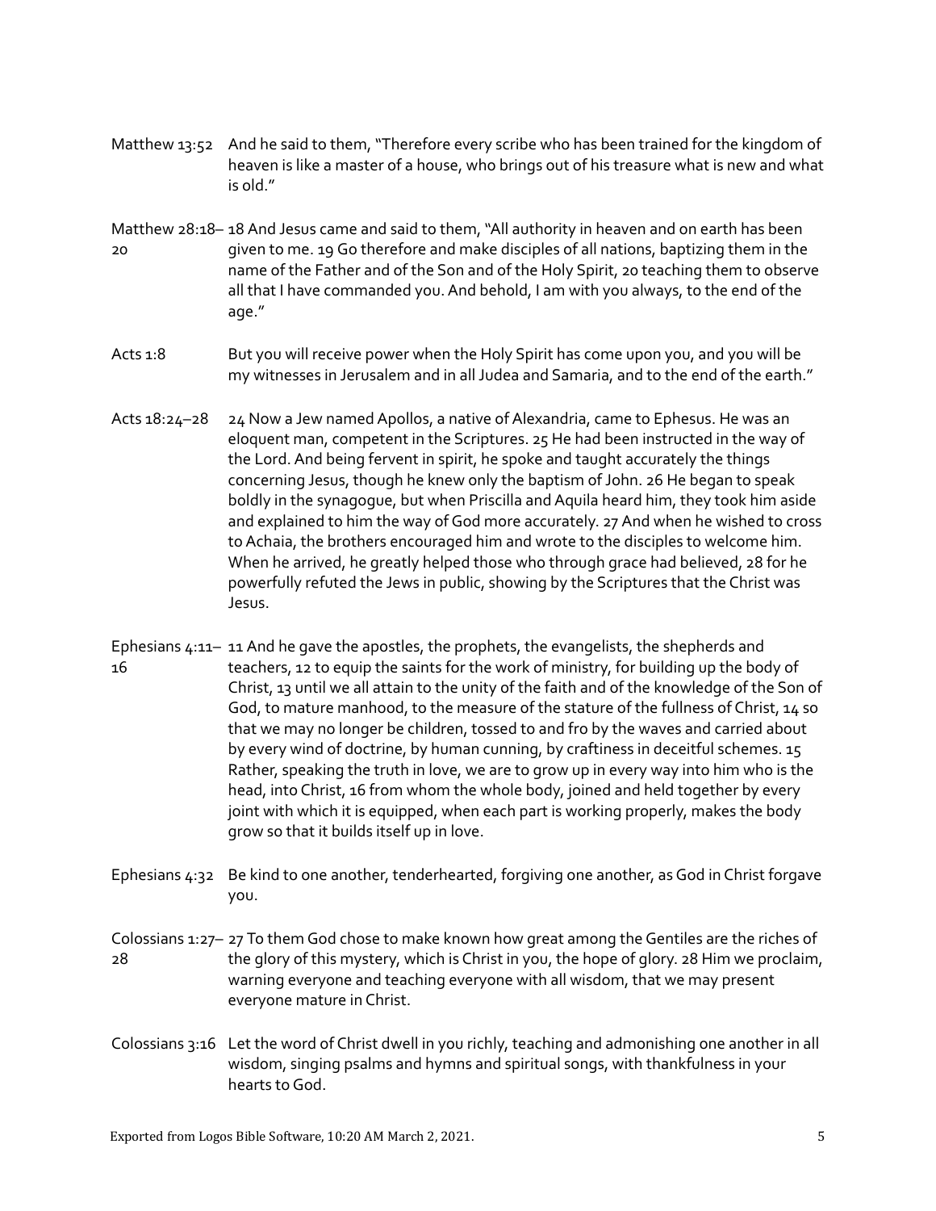Matthew 13:52 And he said to them, "Therefore every scribe who has been trained for the kingdom of heaven is like a master of a house, who brings out of his treasure what is new and what is old."

Matthew 28:18–20 18 And Jesus came and said to them, "All authority in heaven and on earth has been given to me. 19 Go therefore and make disciples of all nations, baptizing them in the name of the Father and of the Son and of the Holy Spirit, 20 teaching them to observe all that I have commanded you. And behold, I am with you always, to the end of the age."

Acts 1:8 But you will receive power when the Holy Spirit has come upon you, and you will be my witnesses in Jerusalem and in all Judea and Samaria, and to the end of the earth."

Acts 18:24–28 24 Now a Jew named Apollos, a native of Alexandria, came to Ephesus. He was an eloquent man, competent in the Scriptures. 25 He had been instructed in the way of the Lord. And being fervent in spirit, he spoke and taught accurately the things concerning Jesus, though he knew only the baptism of John. 26 He began to speak boldly in the synagogue, but when Priscilla and Aquila heard him, they took him aside and explained to him the way of God more accurately. 27 And when he wished to cross to Achaia, the brothers encouraged him and wrote to the disciples to welcome him. When he arrived, he greatly helped those who through grace had believed, 28 for he powerfully refuted the Jews in public, showing by the Scriptures that the Christ was Jesus.

Ephesians 4:11–16 11 And he gave the apostles, the prophets, the evangelists, the shepherds and teachers, 12 to equip the saints for the work of ministry, for building up the body of Christ, 13 until we all attain to the unity of the faith and of the knowledge of the Son of God, to mature manhood, to the measure of the stature of the fullness of Christ, 14 so that we may no longer be children, tossed to and fro by the waves and carried about by every wind of doctrine, by human cunning, by craftiness in deceitful schemes. 15 Rather, speaking the truth in love, we are to grow up in every way into him who is the head, into Christ, 16 from whom the whole body, joined and held together by every joint with which it is equipped, when each part is working properly, makes the body grow so that it builds itself up in love.

Ephesians 4:32 Be kind to one another, tenderhearted, forgiving one another, as God in Christ forgave you.

Colossians 1:27–28 27 To them God chose to make known how great among the Gentiles are the riches of the glory of this mystery, which is Christ in you, the hope of glory. 28 Him we proclaim, warning everyone and teaching everyone with all wisdom, that we may present everyone mature in Christ.

Colossians 3:16 Let the word of Christ dwell in you richly, teaching and admonishing one another in all wisdom, singing psalms and hymns and spiritual songs, with thankfulness in your hearts to God.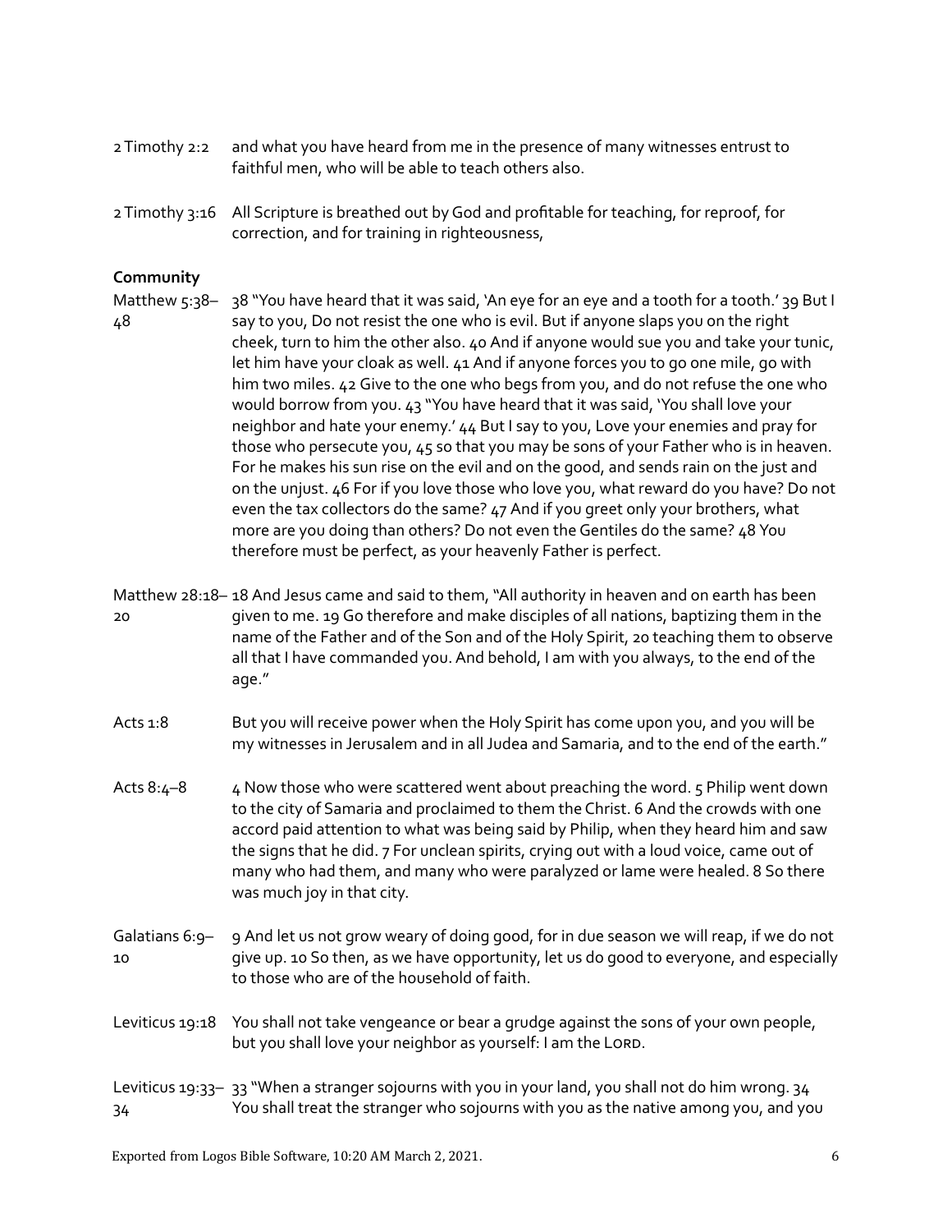| | |
|---|---|
| 2 Timothy 2:2 | and what you have heard from me in the presence of many witnesses entrust to faithful men, who will be able to teach others also. |
| 2 Timothy 3:16 | All Scripture is breathed out by God and profitable for teaching, for reproof, for correction, and for training in righteousness, |

**Community**

| | |
|---|---|
| Matthew 5:38–48 | 38 "You have heard that it was said, 'An eye for an eye and a tooth for a tooth.' 39 But I say to you, Do not resist the one who is evil. But if anyone slaps you on the right cheek, turn to him the other also. 40 And if anyone would sue you and take your tunic, let him have your cloak as well. 41 And if anyone forces you to go one mile, go with him two miles. 42 Give to the one who begs from you, and do not refuse the one who would borrow from you. 43 "You have heard that it was said, 'You shall love your neighbor and hate your enemy.' 44 But I say to you, Love your enemies and pray for those who persecute you, 45 so that you may be sons of your Father who is in heaven. For he makes his sun rise on the evil and on the good, and sends rain on the just and on the unjust. 46 For if you love those who love you, what reward do you have? Do not even the tax collectors do the same? 47 And if you greet only your brothers, what more are you doing than others? Do not even the Gentiles do the same? 48 You therefore must be perfect, as your heavenly Father is perfect. |
| Matthew 28:18–20 | 18 And Jesus came and said to them, "All authority in heaven and on earth has been given to me. 19 Go therefore and make disciples of all nations, baptizing them in the name of the Father and of the Son and of the Holy Spirit, 20 teaching them to observe all that I have commanded you. And behold, I am with you always, to the end of the age." |
| Acts 1:8 | But you will receive power when the Holy Spirit has come upon you, and you will be my witnesses in Jerusalem and in all Judea and Samaria, and to the end of the earth." |
| Acts 8:4–8 | 4 Now those who were scattered went about preaching the word. 5 Philip went down to the city of Samaria and proclaimed to them the Christ. 6 And the crowds with one accord paid attention to what was being said by Philip, when they heard him and saw the signs that he did. 7 For unclean spirits, crying out with a loud voice, came out of many who had them, and many who were paralyzed or lame were healed. 8 So there was much joy in that city. |
| Galatians 6:9–10 | 9 And let us not grow weary of doing good, for in due season we will reap, if we do not give up. 10 So then, as we have opportunity, let us do good to everyone, and especially to those who are of the household of faith. |
| Leviticus 19:18 | You shall not take vengeance or bear a grudge against the sons of your own people, but you shall love your neighbor as yourself: I am the LORD. |
| Leviticus 19:33–34 | 33 "When a stranger sojourns with you in your land, you shall not do him wrong. 34 You shall treat the stranger who sojourns with you as the native among you, and you |

Exported from Logos Bible Software, 10:20 AM March 2, 2021.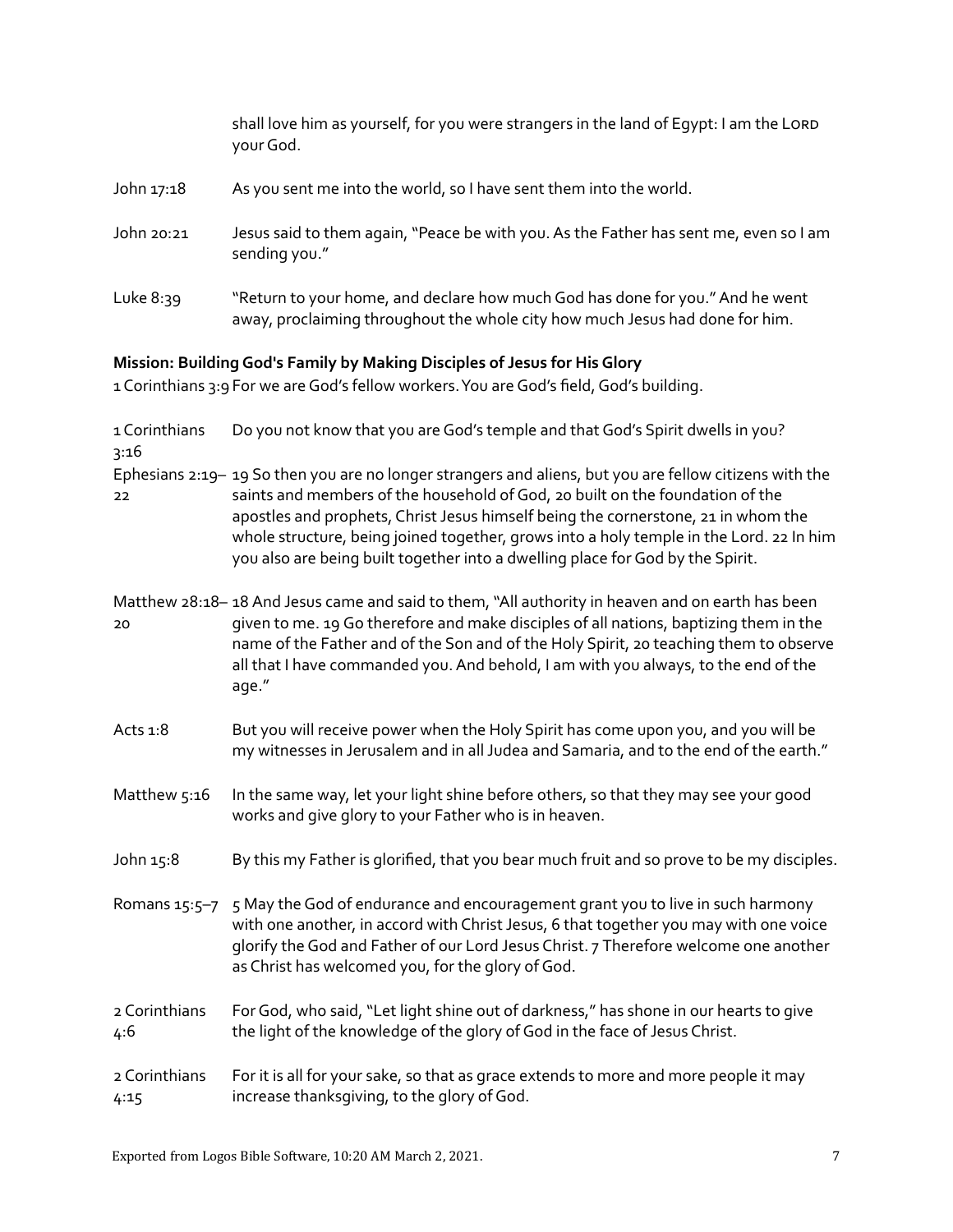shall love him as yourself, for you were strangers in the land of Egypt: I am the LORD your God.

John 17:18 As you sent me into the world, so I have sent them into the world.

John 20:21 Jesus said to them again, "Peace be with you. As the Father has sent me, even so I am sending you."

Luke 8:39 "Return to your home, and declare how much God has done for you." And he went away, proclaiming throughout the whole city how much Jesus had done for him.

**Mission: Building God's Family by Making Disciples of Jesus for His Glory**

1 Corinthians 3:9 For we are God's fellow workers. You are God's field, God's building.

1 Corinthians 3:16 Do you not know that you are God's temple and that God's Spirit dwells in you?

Ephesians 2:19–22 19 So then you are no longer strangers and aliens, but you are fellow citizens with the saints and members of the household of God, 20 built on the foundation of the apostles and prophets, Christ Jesus himself being the cornerstone, 21 in whom the whole structure, being joined together, grows into a holy temple in the Lord. 22 In him you also are being built together into a dwelling place for God by the Spirit.

Matthew 28:18–20 18 And Jesus came and said to them, "All authority in heaven and on earth has been given to me. 19 Go therefore and make disciples of all nations, baptizing them in the name of the Father and of the Son and of the Holy Spirit, 20 teaching them to observe all that I have commanded you. And behold, I am with you always, to the end of the age."

Acts 1:8 But you will receive power when the Holy Spirit has come upon you, and you will be my witnesses in Jerusalem and in all Judea and Samaria, and to the end of the earth."

Matthew 5:16 In the same way, let your light shine before others, so that they may see your good works and give glory to your Father who is in heaven.

John 15:8 By this my Father is glorified, that you bear much fruit and so prove to be my disciples.

Romans 15:5–7 5 May the God of endurance and encouragement grant you to live in such harmony with one another, in accord with Christ Jesus, 6 that together you may with one voice glorify the God and Father of our Lord Jesus Christ. 7 Therefore welcome one another as Christ has welcomed you, for the glory of God.

2 Corinthians 4:6 For God, who said, "Let light shine out of darkness," has shone in our hearts to give the light of the knowledge of the glory of God in the face of Jesus Christ.

2 Corinthians 4:15 For it is all for your sake, so that as grace extends to more and more people it may increase thanksgiving, to the glory of God.

Exported from Logos Bible Software, 10:20 AM March 2, 2021.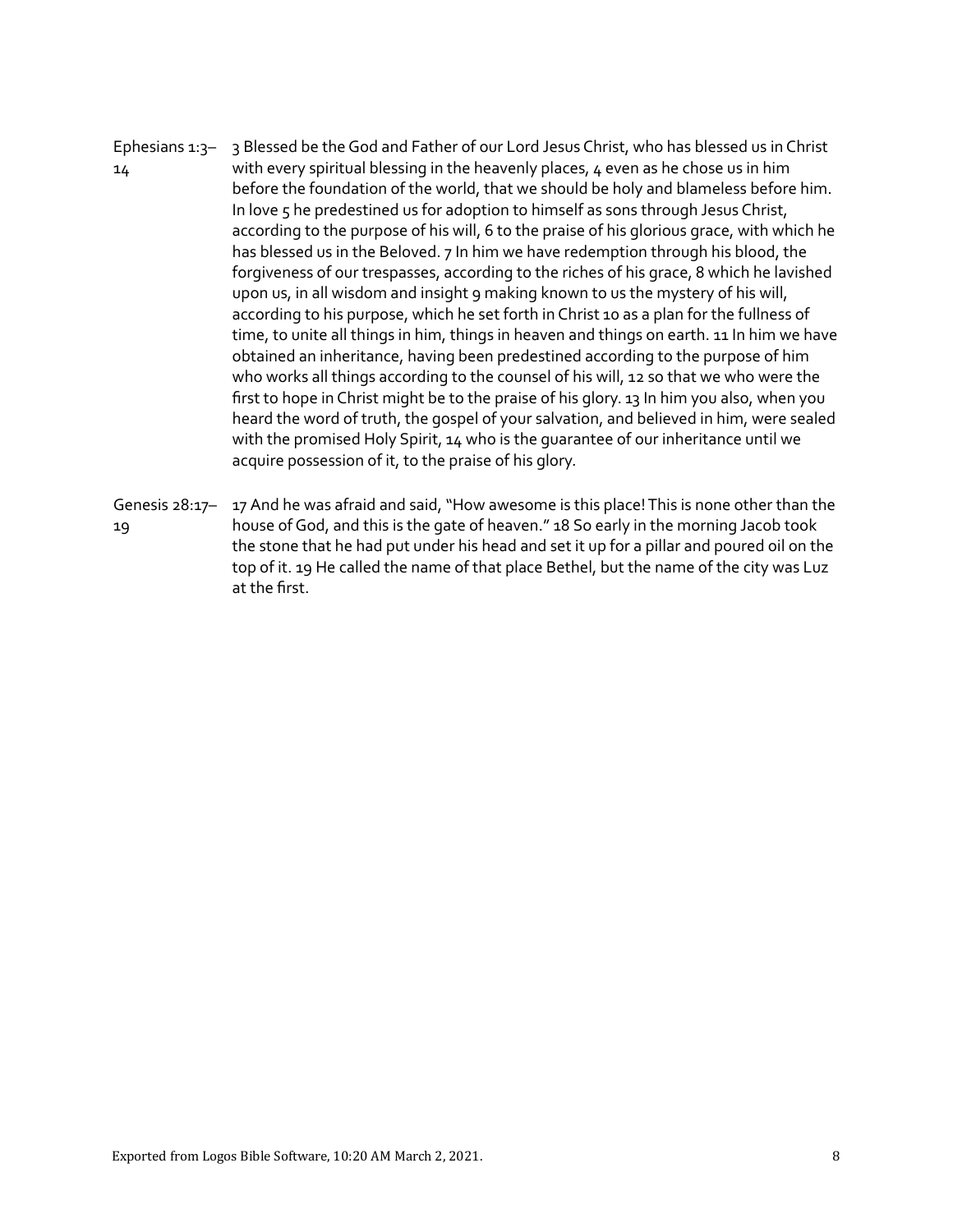| | |
|---|---|
| Ephesians 1:3–14 | 3 Blessed be the God and Father of our Lord Jesus Christ, who has blessed us in Christ with every spiritual blessing in the heavenly places, 4 even as he chose us in him before the foundation of the world, that we should be holy and blameless before him. In love 5 he predestined us for adoption to himself as sons through Jesus Christ, according to the purpose of his will, 6 to the praise of his glorious grace, with which he has blessed us in the Beloved. 7 In him we have redemption through his blood, the forgiveness of our trespasses, according to the riches of his grace, 8 which he lavished upon us, in all wisdom and insight 9 making known to us the mystery of his will, according to his purpose, which he set forth in Christ 10 as a plan for the fullness of time, to unite all things in him, things in heaven and things on earth. 11 In him we have obtained an inheritance, having been predestined according to the purpose of him who works all things according to the counsel of his will, 12 so that we who were the first to hope in Christ might be to the praise of his glory. 13 In him you also, when you heard the word of truth, the gospel of your salvation, and believed in him, were sealed with the promised Holy Spirit, 14 who is the guarantee of our inheritance until we acquire possession of it, to the praise of his glory. |
| Genesis 28:17–19 | 17 And he was afraid and said, "How awesome is this place! This is none other than the house of God, and this is the gate of heaven." 18 So early in the morning Jacob took the stone that he had put under his head and set it up for a pillar and poured oil on the top of it. 19 He called the name of that place Bethel, but the name of the city was Luz at the first. |